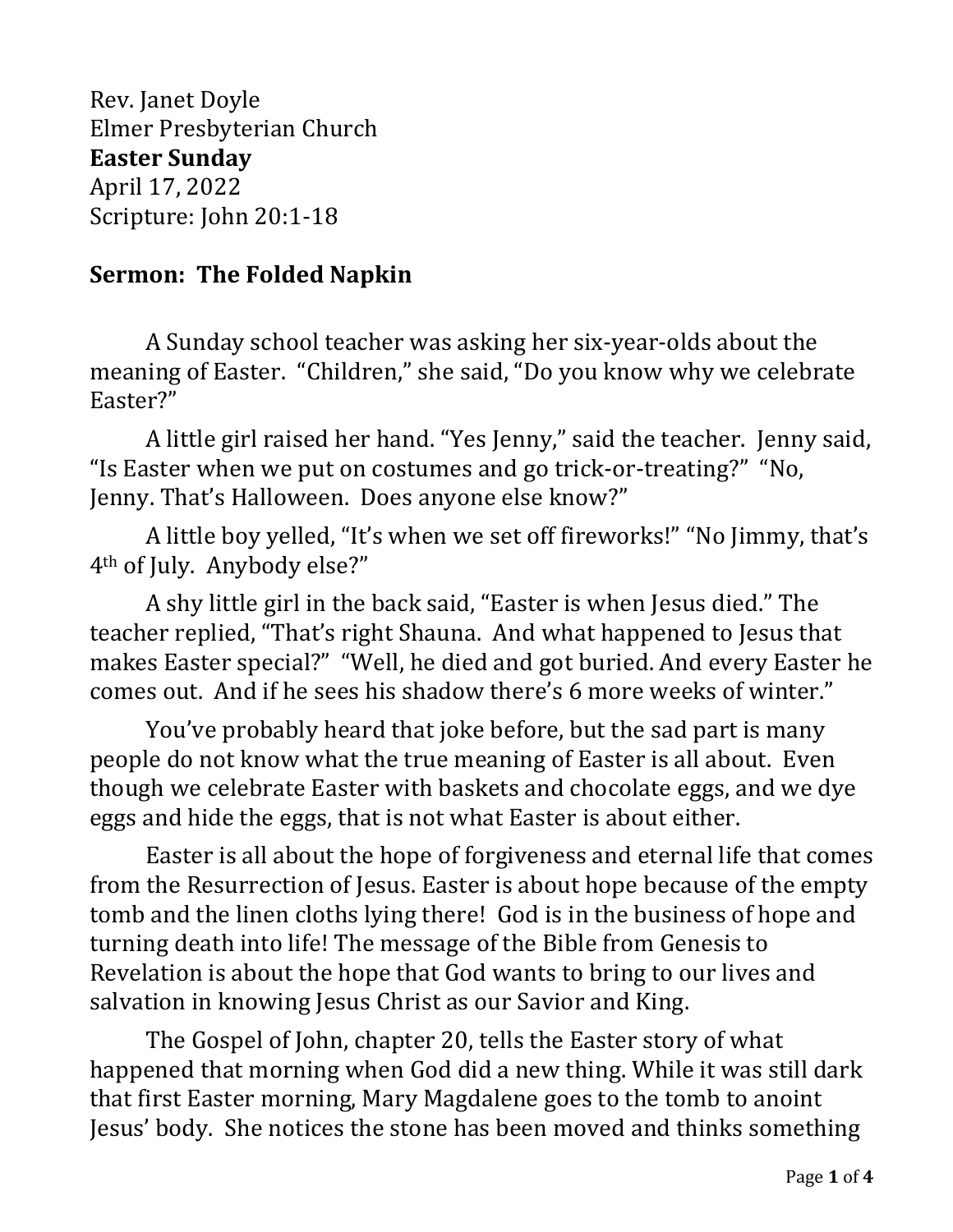Rev. Janet Doyle
Elmer Presbyterian Church
**Easter Sunday**
April 17, 2022
Scripture: John 20:1-18

## Sermon: The Folded Napkin

A Sunday school teacher was asking her six-year-olds about the meaning of Easter. "Children," she said, "Do you know why we celebrate Easter?"

A little girl raised her hand. "Yes Jenny," said the teacher. Jenny said, "Is Easter when we put on costumes and go trick-or-treating?" "No, Jenny. That's Halloween. Does anyone else know?"

A little boy yelled, "It's when we set off fireworks!" "No Jimmy, that's 4th of July. Anybody else?"

A shy little girl in the back said, "Easter is when Jesus died." The teacher replied, "That's right Shauna. And what happened to Jesus that makes Easter special?" "Well, he died and got buried. And every Easter he comes out. And if he sees his shadow there's 6 more weeks of winter."

You've probably heard that joke before, but the sad part is many people do not know what the true meaning of Easter is all about. Even though we celebrate Easter with baskets and chocolate eggs, and we dye eggs and hide the eggs, that is not what Easter is about either.

Easter is all about the hope of forgiveness and eternal life that comes from the Resurrection of Jesus. Easter is about hope because of the empty tomb and the linen cloths lying there! God is in the business of hope and turning death into life! The message of the Bible from Genesis to Revelation is about the hope that God wants to bring to our lives and salvation in knowing Jesus Christ as our Savior and King.

The Gospel of John, chapter 20, tells the Easter story of what happened that morning when God did a new thing. While it was still dark that first Easter morning, Mary Magdalene goes to the tomb to anoint Jesus' body. She notices the stone has been moved and thinks something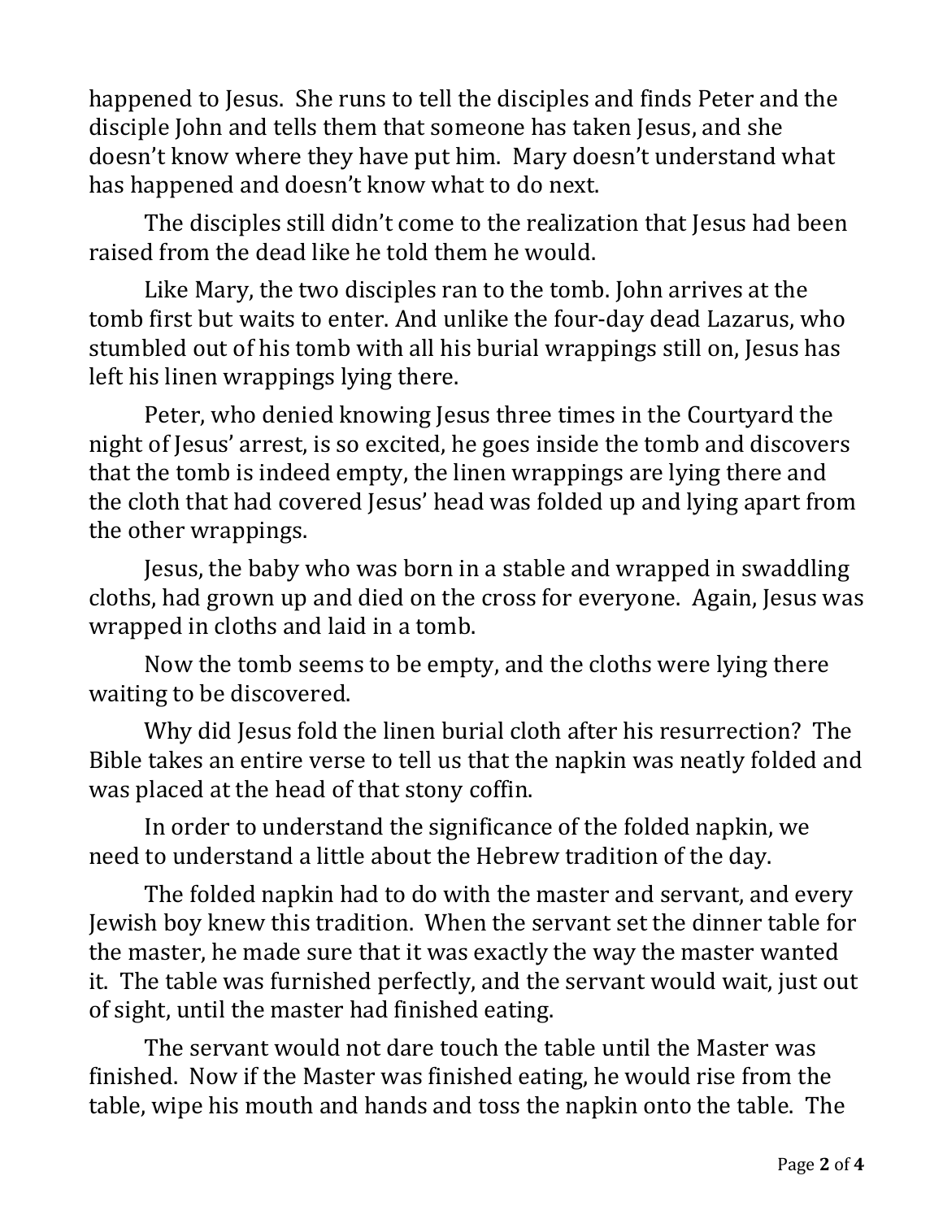happened to Jesus. She runs to tell the disciples and finds Peter and the disciple John and tells them that someone has taken Jesus, and she doesn't know where they have put him. Mary doesn't understand what has happened and doesn't know what to do next.

The disciples still didn't come to the realization that Jesus had been raised from the dead like he told them he would.

Like Mary, the two disciples ran to the tomb. John arrives at the tomb first but waits to enter. And unlike the four-day dead Lazarus, who stumbled out of his tomb with all his burial wrappings still on, Jesus has left his linen wrappings lying there.

Peter, who denied knowing Jesus three times in the Courtyard the night of Jesus' arrest, is so excited, he goes inside the tomb and discovers that the tomb is indeed empty, the linen wrappings are lying there and the cloth that had covered Jesus' head was folded up and lying apart from the other wrappings.

Jesus, the baby who was born in a stable and wrapped in swaddling cloths, had grown up and died on the cross for everyone. Again, Jesus was wrapped in cloths and laid in a tomb.

Now the tomb seems to be empty, and the cloths were lying there waiting to be discovered.

Why did Jesus fold the linen burial cloth after his resurrection? The Bible takes an entire verse to tell us that the napkin was neatly folded and was placed at the head of that stony coffin.

In order to understand the significance of the folded napkin, we need to understand a little about the Hebrew tradition of the day.

The folded napkin had to do with the master and servant, and every Jewish boy knew this tradition. When the servant set the dinner table for the master, he made sure that it was exactly the way the master wanted it. The table was furnished perfectly, and the servant would wait, just out of sight, until the master had finished eating.

The servant would not dare touch the table until the Master was finished. Now if the Master was finished eating, he would rise from the table, wipe his mouth and hands and toss the napkin onto the table. The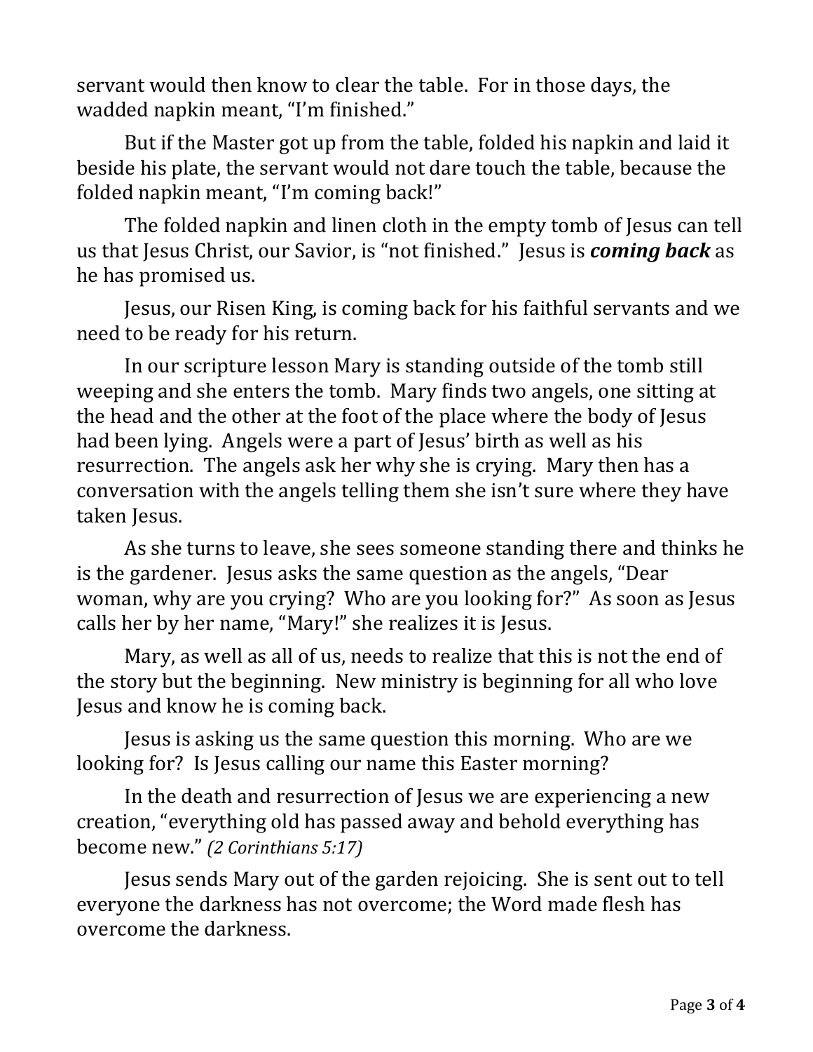servant would then know to clear the table. For in those days, the wadded napkin meant, "I'm finished."

But if the Master got up from the table, folded his napkin and laid it beside his plate, the servant would not dare touch the table, because the folded napkin meant, "I'm coming back!"

The folded napkin and linen cloth in the empty tomb of Jesus can tell us that Jesus Christ, our Savior, is "not finished." Jesus is ***coming back*** as he has promised us.

Jesus, our Risen King, is coming back for his faithful servants and we need to be ready for his return.

In our scripture lesson Mary is standing outside of the tomb still weeping and she enters the tomb. Mary finds two angels, one sitting at the head and the other at the foot of the place where the body of Jesus had been lying. Angels were a part of Jesus' birth as well as his resurrection. The angels ask her why she is crying. Mary then has a conversation with the angels telling them she isn't sure where they have taken Jesus.

As she turns to leave, she sees someone standing there and thinks he is the gardener. Jesus asks the same question as the angels, "Dear woman, why are you crying? Who are you looking for?" As soon as Jesus calls her by her name, "Mary!" she realizes it is Jesus.

Mary, as well as all of us, needs to realize that this is not the end of the story but the beginning. New ministry is beginning for all who love Jesus and know he is coming back.

Jesus is asking us the same question this morning. Who are we looking for? Is Jesus calling our name this Easter morning?

In the death and resurrection of Jesus we are experiencing a new creation, "everything old has passed away and behold everything has become new." *(2 Corinthians 5:17)*

Jesus sends Mary out of the garden rejoicing. She is sent out to tell everyone the darkness has not overcome; the Word made flesh has overcome the darkness.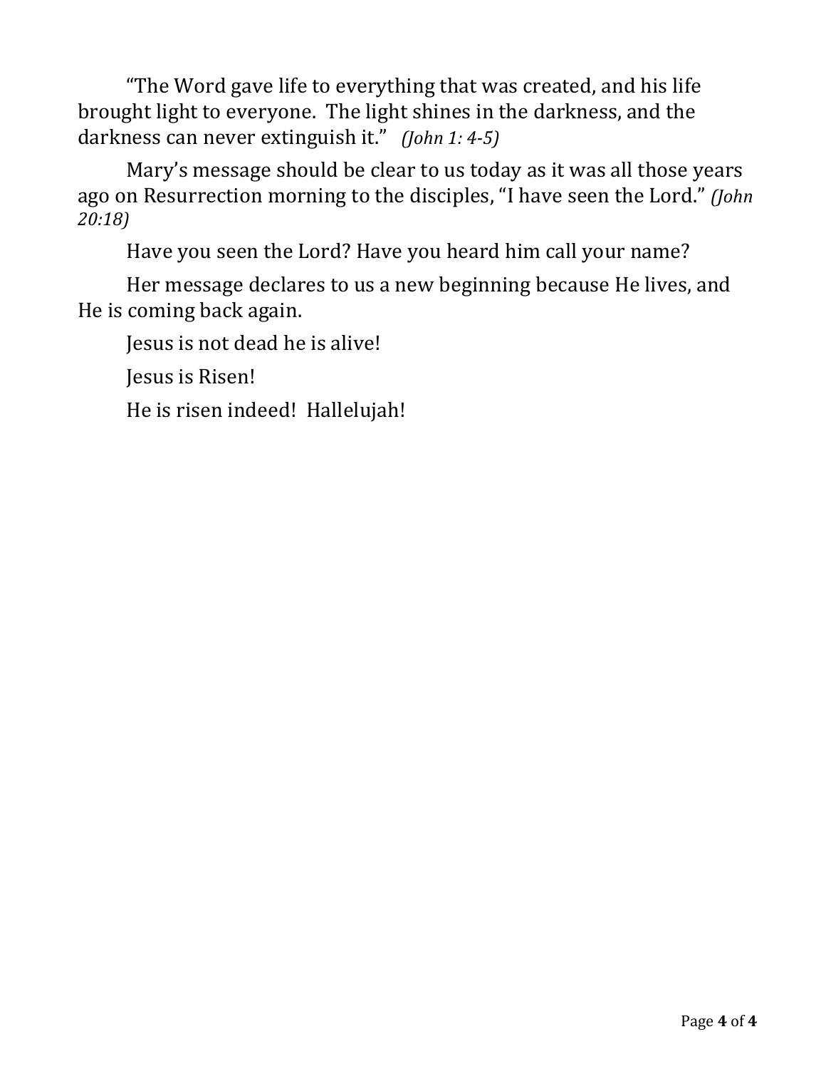"The Word gave life to everything that was created, and his life brought light to everyone. The light shines in the darkness, and the darkness can never extinguish it." *(John 1: 4-5)*

Mary's message should be clear to us today as it was all those years ago on Resurrection morning to the disciples, "I have seen the Lord." *(John 20:18)*

Have you seen the Lord? Have you heard him call your name?

Her message declares to us a new beginning because He lives, and He is coming back again.

Jesus is not dead he is alive!

Jesus is Risen!

He is risen indeed! Hallelujah!